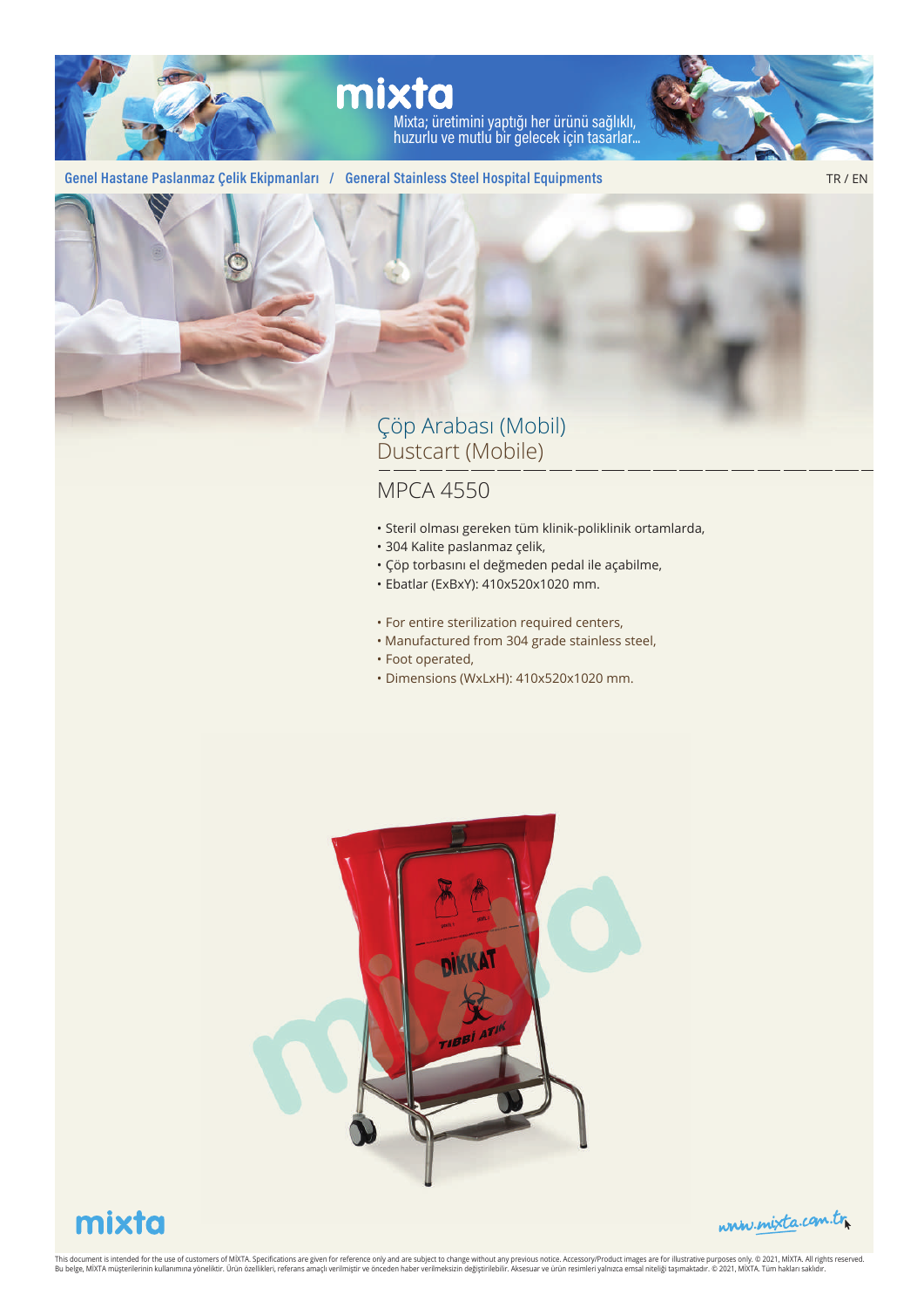# mixta

Mixta; üretimini yaptığı her ürünü sağlıklı, huzurlu ve mutlu bir gelecek için tasarlar...

**Genel Hastane Paslanmaz Çelik Ekipmanları / General Stainless Steel Hospital Equipments**

TR / EN

## Çöp Arabası (Mobil)
## Dustcart (Mobile)

### MPCA 4550

- Steril olması gereken tüm klinik-poliklinik ortamlarda,
- 304 Kalite paslanmaz çelik,
- Çöp torbasını el değmeden pedal ile açabilme,
- Ebatlar (ExBxY): 410x520x1020 mm.

- For entire sterilization required centers,
- Manufactured from 304 grade stainless steel,
- Foot operated,
- Dimensions (WxLxH): 410x520x1020 mm.

mixta

www.mixta.com.tr

This document is intended for the use of customers of MİXTA. Specifications are given for reference only and are subject to change without any previous notice. Accessory/Product images are for illustrative purposes only. © 2021, MİXTA. All rights reserved.
Bu belge, MİXTA müşterilerinin kullanımına yöneliktir. Ürün özellikleri, referans amaçlı verilmiştir ve önceden haber verilmeksizin değiştirilebilir. Aksesuar ve ürün resimleri yalnızca emsal niteliği taşımaktadır. © 2021, MİXTA. Tüm hakları saklıdır.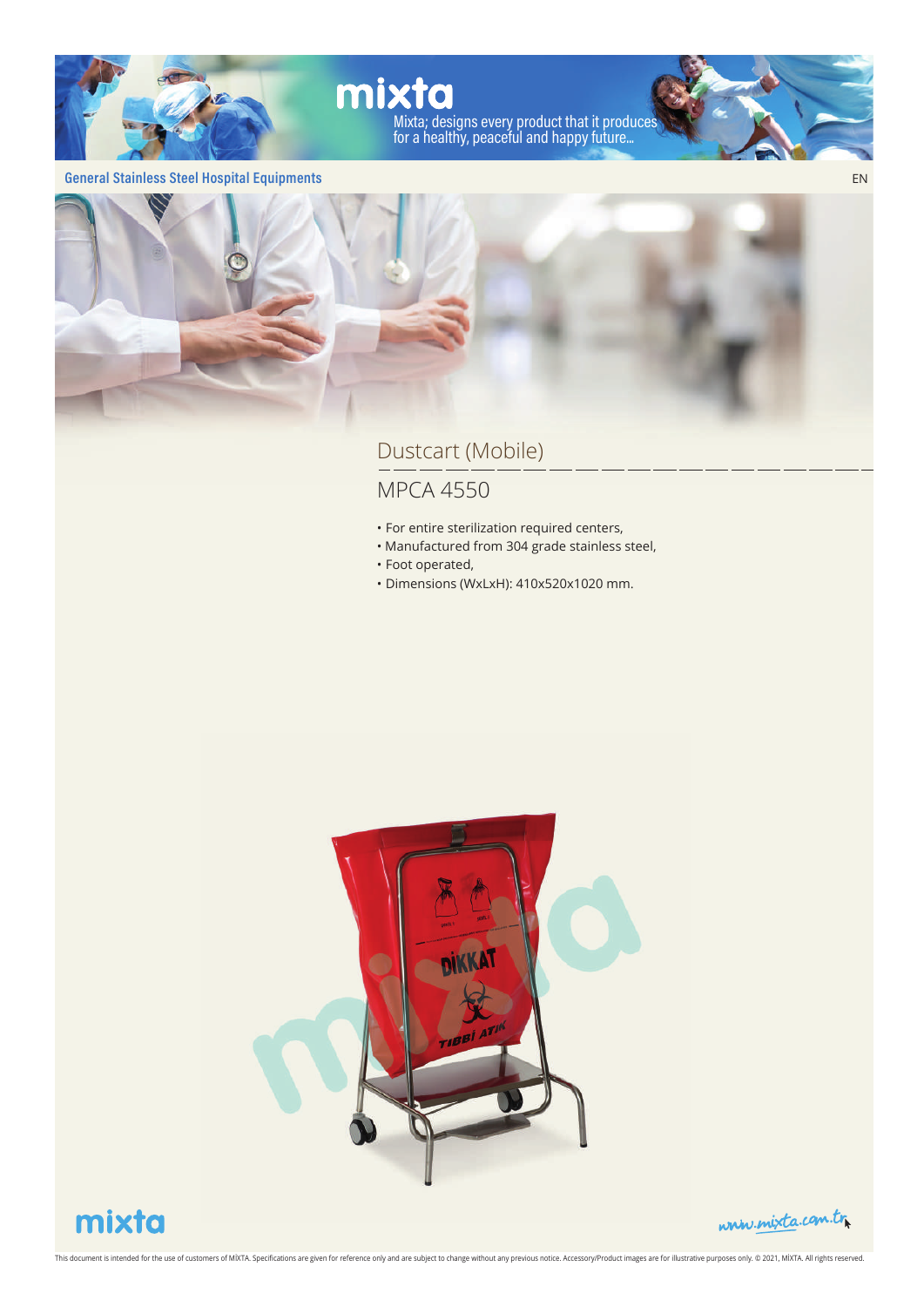mixta

Mixta; designs every product that it produces for a healthy, peaceful and happy future...

General Stainless Steel Hospital Equipments

EN

## Dustcart (Mobile)

## MPCA 4550

- For entire sterilization required centers,
- Manufactured from 304 grade stainless steel,
- Foot operated,
- Dimensions (WxLxH): 410x520x1020 mm.

mixta

www.mixta.com.tr

This document is intended for the use of customers of MİXTA. Specifications are given for reference only and are subject to change without any previous notice. Accessory/Product images are for illustrative purposes only. © 2021, MİXTA. All rights reserved.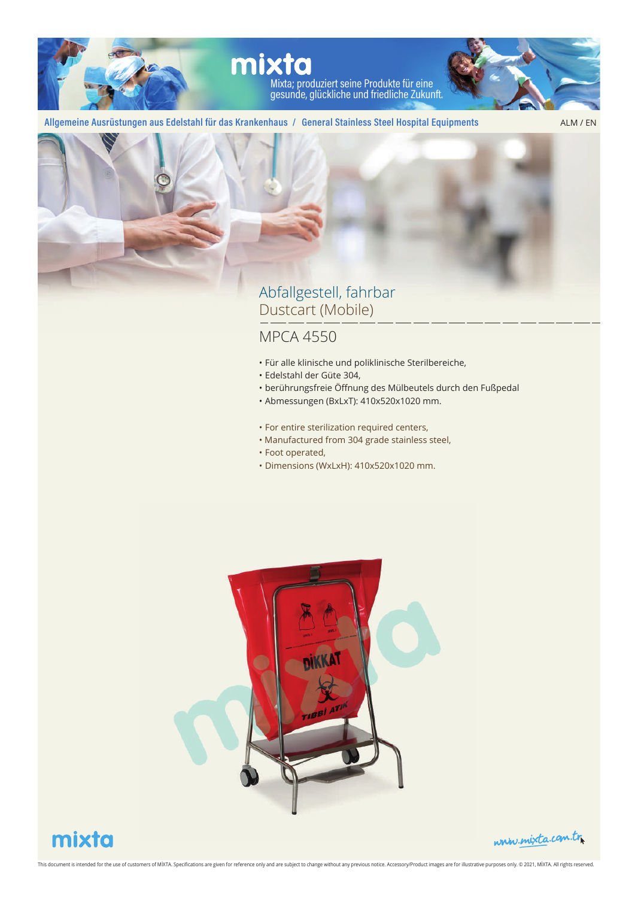Allgemeine Ausrüstungen aus Edelstahl für das Krankenhaus / General Stainless Steel Hospital Equipments

# Abfallgestell, fahrbar
## Dustcart (Mobile)

### MPCA 4550

- Für alle klinische und poliklinische Sterilbereiche,
- Edelstahl der Güte 304,
- berührungsfreie Öffnung des Mülbeutels durch den Fußpedal
- Abmessungen (BxLxT): 410x520x1020 mm.

- For entire sterilization required centers,
- Manufactured from 304 grade stainless steel,
- Foot operated,
- Dimensions (WxLxH): 410x520x1020 mm.

This document is intended for the use of customers of MİXTA. Specifications are given for reference only and are subject to change without any previous notice. Accessory/Product images are for illustrative purposes only. © 2021, MİXTA. All rights reserved.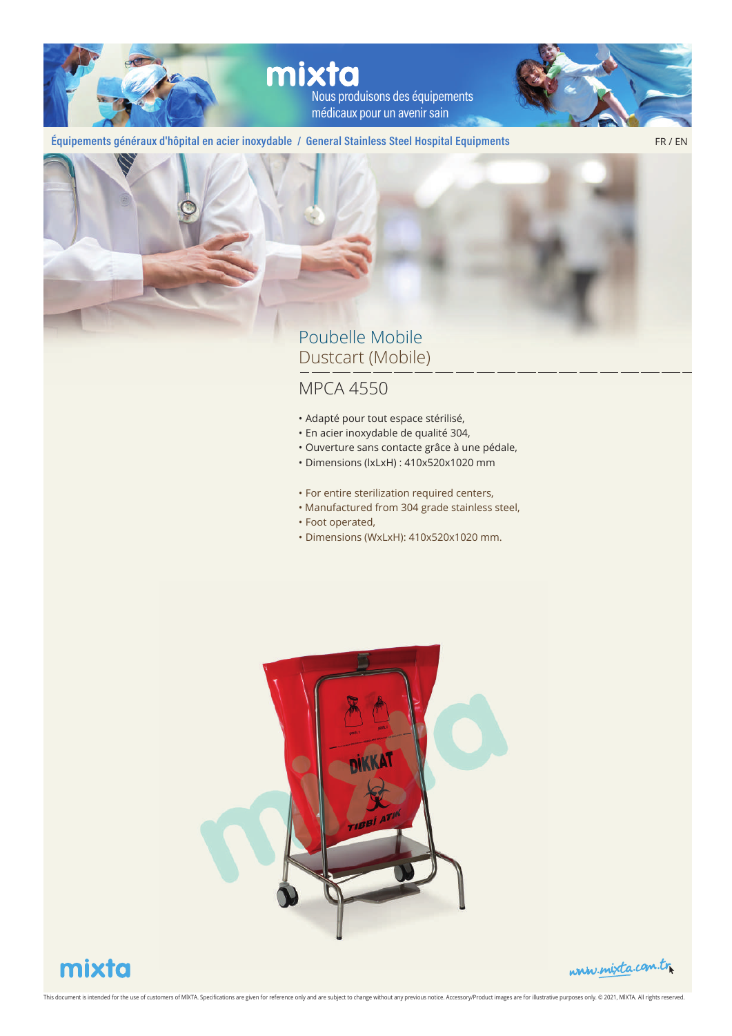# Poubelle Mobile
## Dustcart (Mobile)

### MPCA 4550

- Adapté pour tout espace stérilisé,
- En acier inoxydable de qualité 304,
- Ouverture sans contacte grâce à une pédale,
- Dimensions (lxLxH) : 410x520x1020 mm

- For entire sterilization required centers,
- Manufactured from 304 grade stainless steel,
- Foot operated,
- Dimensions (WxLxH): 410x520x1020 mm.

This document is intended for the use of customers of MİXTA. Specifications are given for reference only and are subject to change without any previous notice. Accessory/Product images are for illustrative purposes only. © 2021, MİXTA. All rights reserved.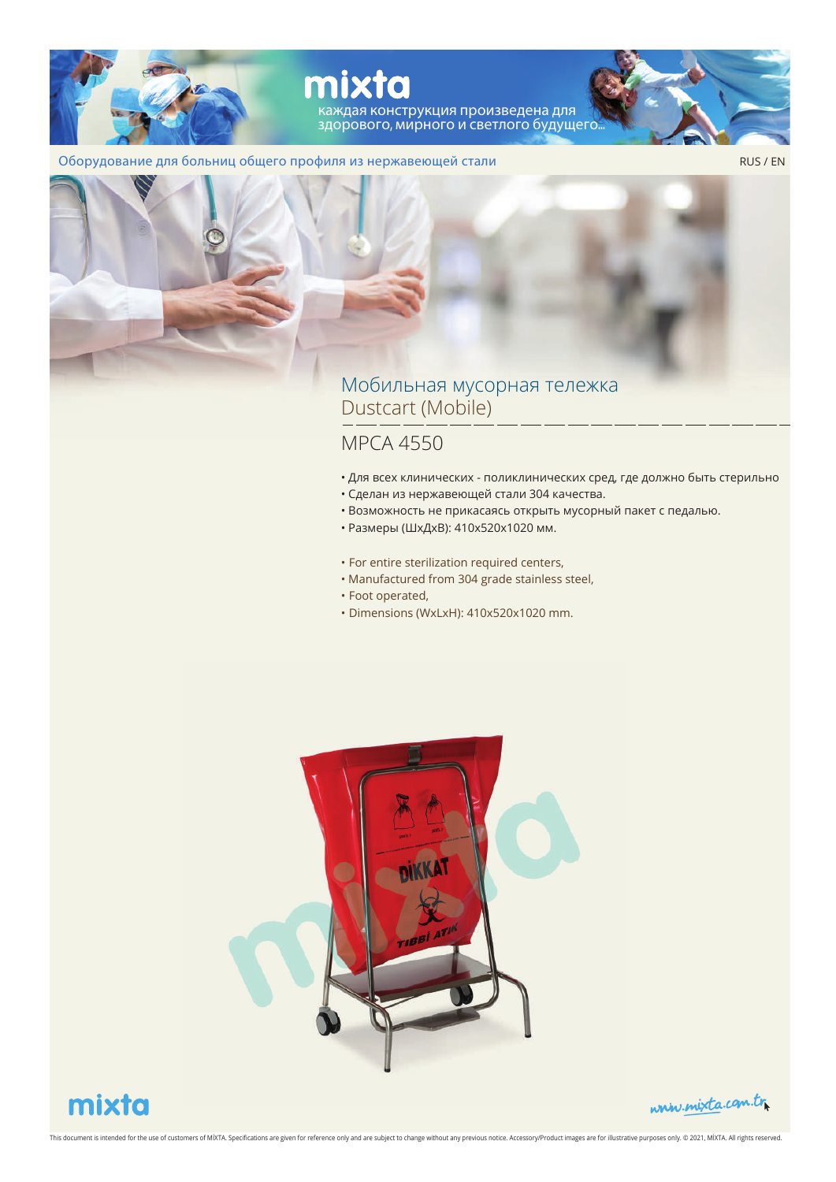Оборудование для больниц общего профиля из нержавеющей стали

RUS / EN

# Мобильная мусорная тележка
# Dustcart (Mobile)

## MPCA 4550

- Для всех клинических - поликлинических сред, где должно быть стерильно
- Сделан из нержавеющей стали 304 качества.
- Возможность не прикасаясь открыть мусорный пакет с педалью.
- Размеры (ШхДхВ): 410x520x1020 мм.

- For entire sterilization required centers,
- Manufactured from 304 grade stainless steel,
- Foot operated,
- Dimensions (WxLxH): 410x520x1020 mm.

This document is intended for the use of customers of MİXTA. Specifications are given for reference only and are subject to change without any previous notice. Accessory/Product images are for illustrative purposes only. © 2021, MİXTA. All rights reserved.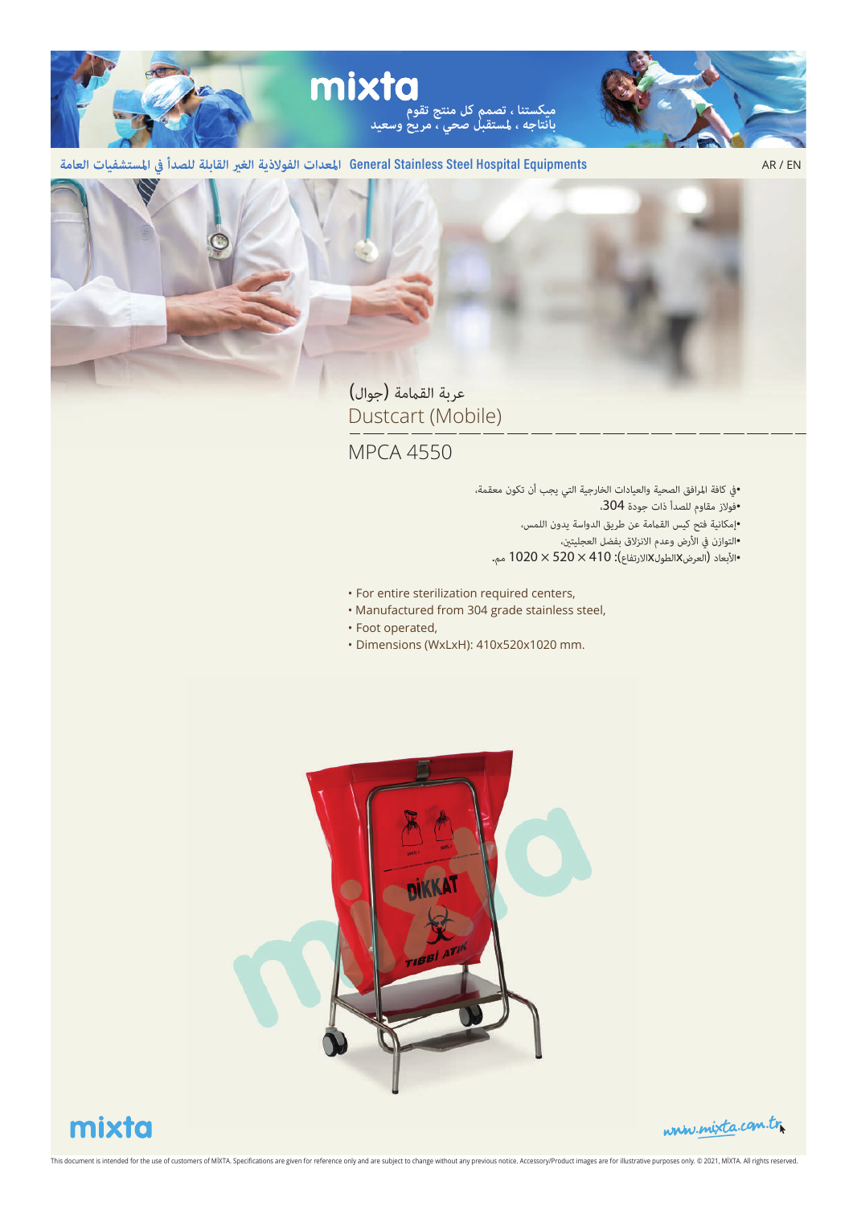mixta

ميكستنا ، تصمم كل منتج تقوم بانتاجه ، لمستقبل صحي ، مريح وسعيد

المعدات الفولاذية الغير القابلة للصدأ في المستشفيات العامة  General Stainless Steel Hospital Equipments

AR / EN

## عربة القمامة (جوال)

## Dustcart (Mobile)

### MPCA 4550

- في كافة المرافق الصحية والعيادات الخارجية التي يجب أن تكون معقمة،
- فولاذ مقاوم للصدأ ذات جودة 304،
- إمكانية فتح كيس القمامة عن طريق الدواسة بدون اللمس،
- التوازن في الأرض وعدم الانزلاق بفضل العجليتين،
- الأبعاد (العرضxالطولxالارتفاع): 410 × 520 × 1020 مم.

- For entire sterilization required centers,
- Manufactured from 304 grade stainless steel,
- Foot operated,
- Dimensions (WxLxH): 410x520x1020 mm.

mixta

www.mixta.com.tr

This document is intended for the use of customers of MİXTA. Specifications are given for reference only and are subject to change without any previous notice. Accessory/Product images are for illustrative purposes only. © 2021, MİXTA. All rights reserved.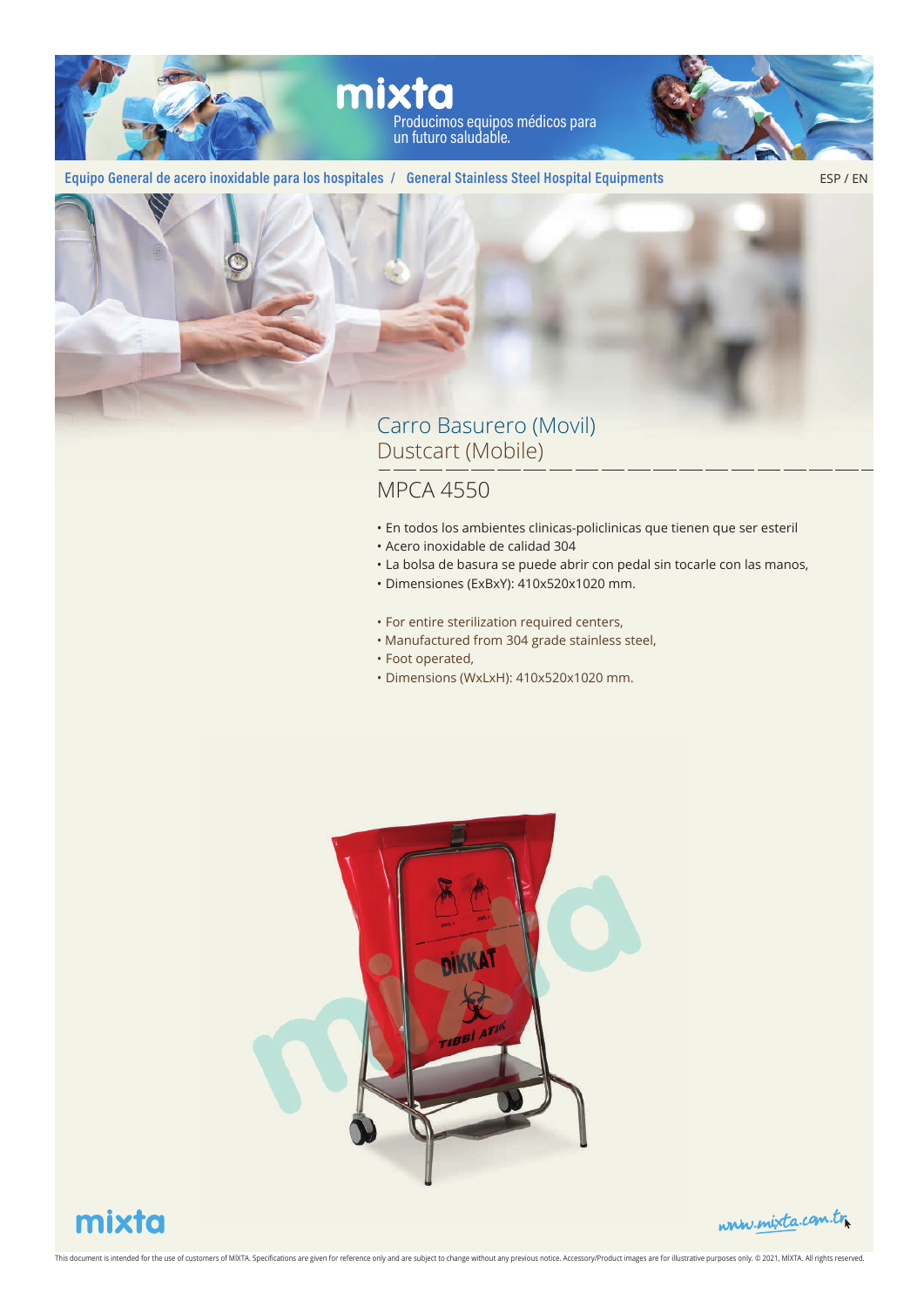mixta

Producimos equipos médicos para un futuro saludable.

Equipo General de acero inoxidable para los hospitales / General Stainless Steel Hospital Equipments

ESP / EN

# Carro Basurero (Movil)
# Dustcart (Mobile)

## MPCA 4550

- En todos los ambientes clinicas-policlinicas que tienen que ser esteril
- Acero inoxidable de calidad 304
- La bolsa de basura se puede abrir con pedal sin tocarle con las manos,
- Dimensiones (ExBxY): 410x520x1020 mm.

- For entire sterilization required centers,
- Manufactured from 304 grade stainless steel,
- Foot operated,
- Dimensions (WxLxH): 410x520x1020 mm.

mixta

www.mixta.com.tr

This document is intended for the use of customers of MİXTA. Specifications are given for reference only and are subject to change without any previous notice. Accessory/Product images are for illustrative purposes only. © 2021, MİXTA. All rights reserved.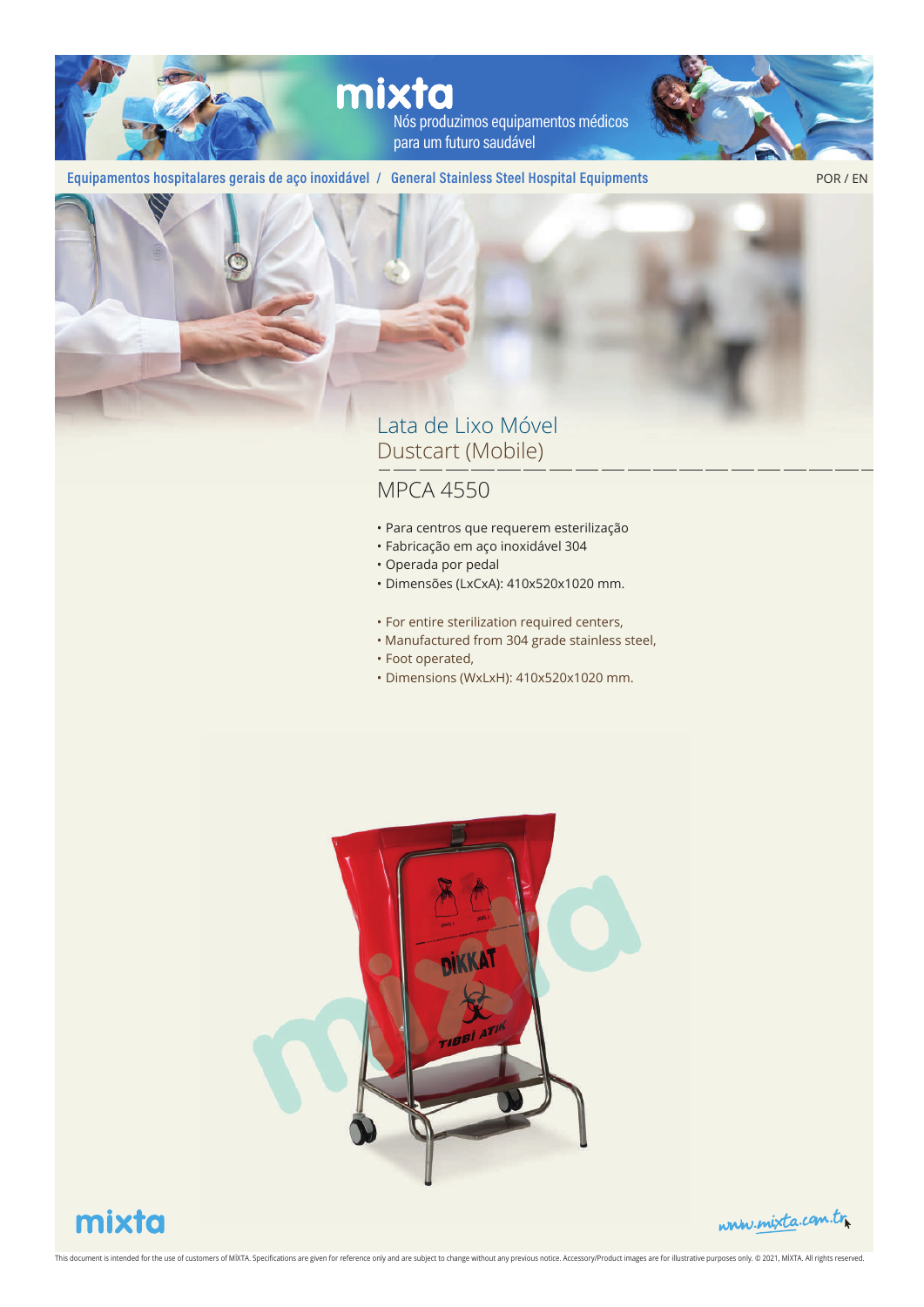Equipamentos hospitalares gerais de aço inoxidável / General Stainless Steel Hospital Equipments

POR / EN

# Lata de Lixo Móvel
# Dustcart (Mobile)

## MPCA 4550

- Para centros que requerem esterilização
- Fabricação em aço inoxidável 304
- Operada por pedal
- Dimensões (LxCxA): 410x520x1020 mm.

- For entire sterilization required centers,
- Manufactured from 304 grade stainless steel,
- Foot operated,
- Dimensions (WxLxH): 410x520x1020 mm.

This document is intended for the use of customers of MİXTA. Specifications are given for reference only and are subject to change without any previous notice. Accessory/Product images are for illustrative purposes only. © 2021, MİXTA. All rights reserved.